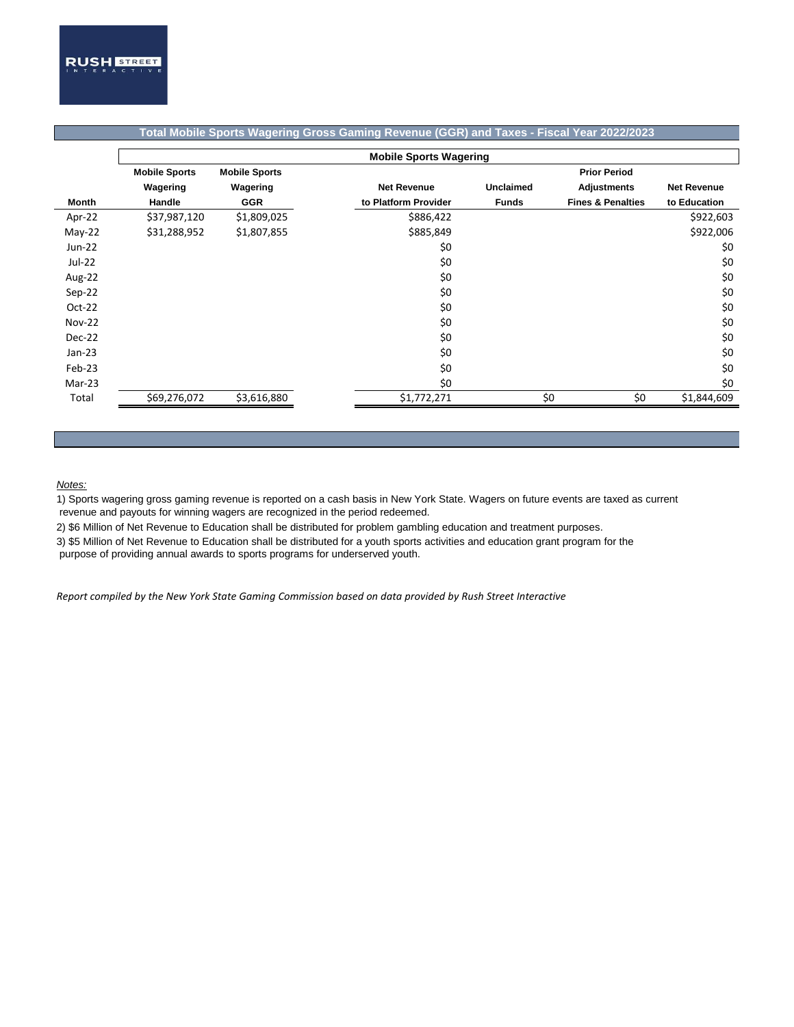RUSH STREET INTERACTIVE

## Total Mobile Sports Wagering Gross Gaming Revenue (GGR) and Taxes - Fiscal Year 2022/2023

| | Mobile Sports Wagering | | | | | |
|---|---|---|---|---|---|---|
| Month | Mobile Sports Wagering Handle | Mobile Sports Wagering GGR | Net Revenue to Platform Provider | Unclaimed Funds | Prior Period Adjustments Fines & Penalties | Net Revenue to Education |
| Apr-22 | $37,987,120 | $1,809,025 | $886,422 | | | $922,603 |
| May-22 | $31,288,952 | $1,807,855 | $885,849 | | | $922,006 |
| Jun-22 | | | $0 | | | $0 |
| Jul-22 | | | $0 | | | $0 |
| Aug-22 | | | $0 | | | $0 |
| Sep-22 | | | $0 | | | $0 |
| Oct-22 | | | $0 | | | $0 |
| Nov-22 | | | $0 | | | $0 |
| Dec-22 | | | $0 | | | $0 |
| Jan-23 | | | $0 | | | $0 |
| Feb-23 | | | $0 | | | $0 |
| Mar-23 | | | $0 | | | $0 |
| Total | $69,276,072 | $3,616,880 | $1,772,271 | $0 | $0 | $1,844,609 |

*Notes:*

1) Sports wagering gross gaming revenue is reported on a cash basis in New York State. Wagers on future events are taxed as current revenue and payouts for winning wagers are recognized in the period redeemed.

2) $6 Million of Net Revenue to Education shall be distributed for problem gambling education and treatment purposes.

3) $5 Million of Net Revenue to Education shall be distributed for a youth sports activities and education grant program for the purpose of providing annual awards to sports programs for underserved youth.

*Report compiled by the New York State Gaming Commission based on data provided by Rush Street Interactive*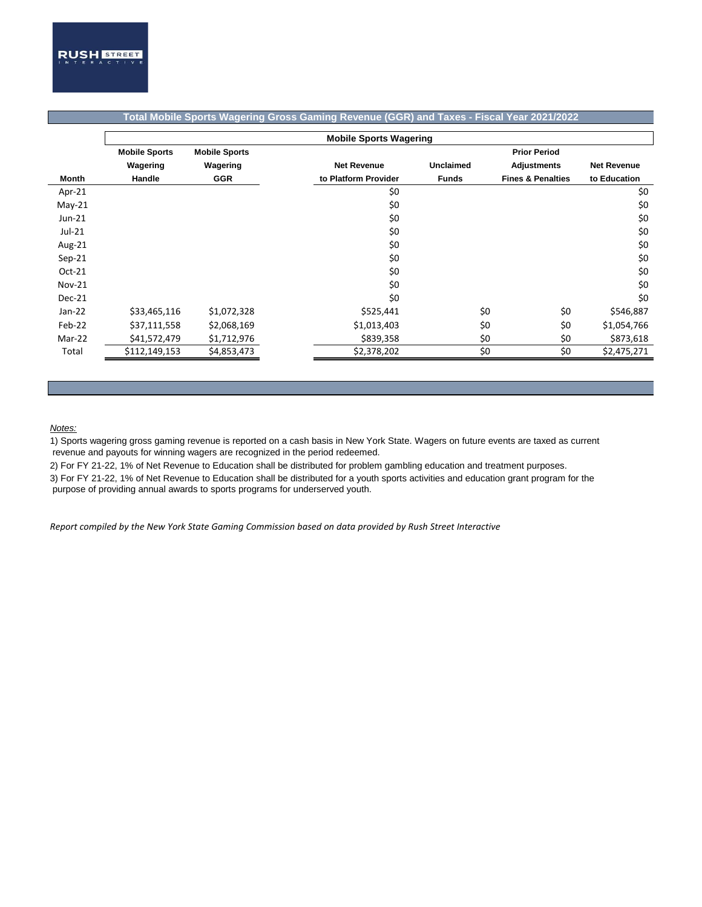RUSH STREET INTERACTIVE

## Total Mobile Sports Wagering Gross Gaming Revenue (GGR) and Taxes - Fiscal Year 2021/2022

| | Mobile Sports Wagering | | | | | |
|---|---|---|---|---|---|---|
| Month | Mobile Sports Wagering Handle | Mobile Sports Wagering GGR | Net Revenue to Platform Provider | Unclaimed Funds | Prior Period Adjustments Fines & Penalties | Net Revenue to Education |
| Apr-21 | | | $0 | | | $0 |
| May-21 | | | $0 | | | $0 |
| Jun-21 | | | $0 | | | $0 |
| Jul-21 | | | $0 | | | $0 |
| Aug-21 | | | $0 | | | $0 |
| Sep-21 | | | $0 | | | $0 |
| Oct-21 | | | $0 | | | $0 |
| Nov-21 | | | $0 | | | $0 |
| Dec-21 | | | $0 | | | $0 |
| Jan-22 | $33,465,116 | $1,072,328 | $525,441 | $0 | $0 | $546,887 |
| Feb-22 | $37,111,558 | $2,068,169 | $1,013,403 | $0 | $0 | $1,054,766 |
| Mar-22 | $41,572,479 | $1,712,976 | $839,358 | $0 | $0 | $873,618 |
| Total | $112,149,153 | $4,853,473 | $2,378,202 | $0 | $0 | $2,475,271 |

*Notes:*

1) Sports wagering gross gaming revenue is reported on a cash basis in New York State. Wagers on future events are taxed as current revenue and payouts for winning wagers are recognized in the period redeemed.

2) For FY 21-22, 1% of Net Revenue to Education shall be distributed for problem gambling education and treatment purposes.

3) For FY 21-22, 1% of Net Revenue to Education shall be distributed for a youth sports activities and education grant program for the purpose of providing annual awards to sports programs for underserved youth.

*Report compiled by the New York State Gaming Commission based on data provided by Rush Street Interactive*